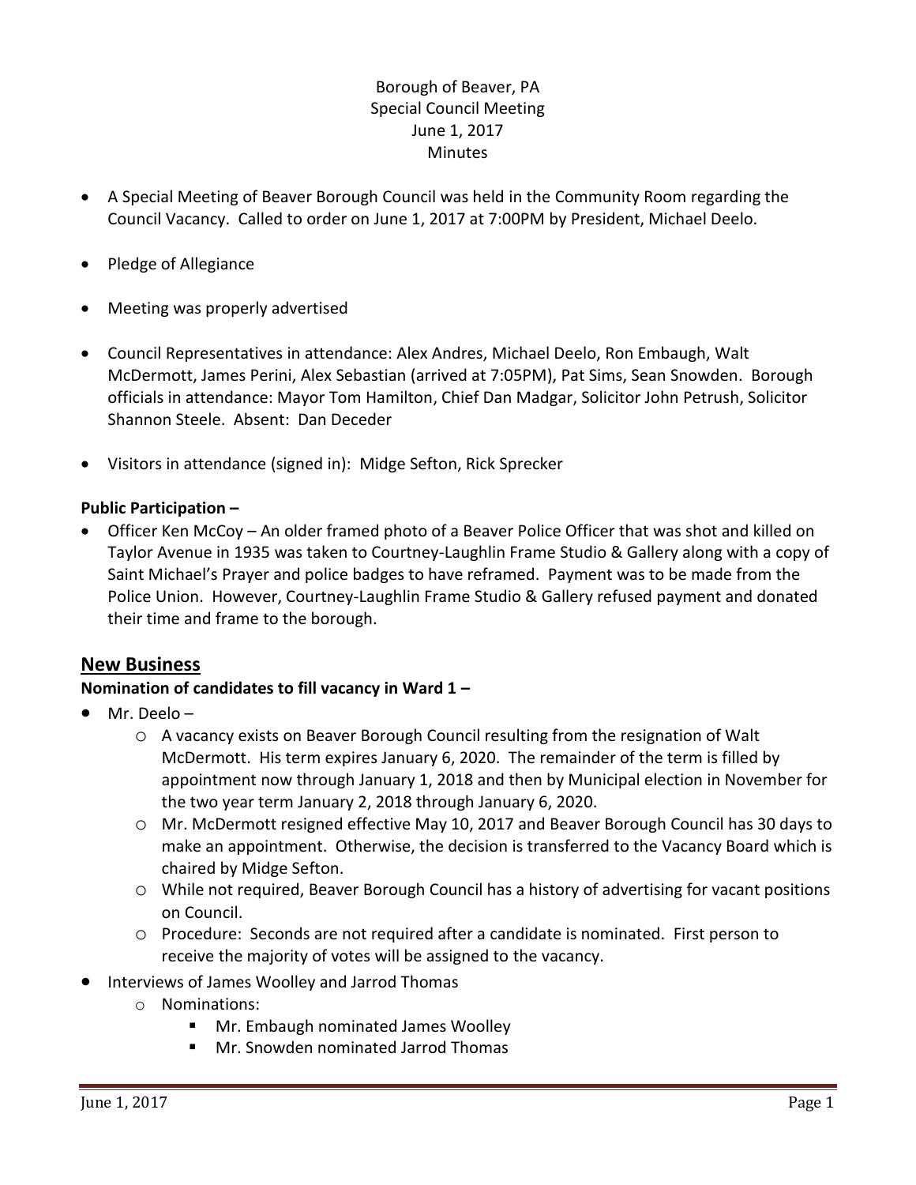Borough of Beaver, PA
Special Council Meeting
June 1, 2017
Minutes

- A Special Meeting of Beaver Borough Council was held in the Community Room regarding the Council Vacancy. Called to order on June 1, 2017 at 7:00PM by President, Michael Deelo.
- Pledge of Allegiance
- Meeting was properly advertised
- Council Representatives in attendance: Alex Andres, Michael Deelo, Ron Embaugh, Walt McDermott, James Perini, Alex Sebastian (arrived at 7:05PM), Pat Sims, Sean Snowden. Borough officials in attendance: Mayor Tom Hamilton, Chief Dan Madgar, Solicitor John Petrush, Solicitor Shannon Steele. Absent: Dan Deceder
- Visitors in attendance (signed in): Midge Sefton, Rick Sprecker

**Public Participation –**

- Officer Ken McCoy – An older framed photo of a Beaver Police Officer that was shot and killed on Taylor Avenue in 1935 was taken to Courtney-Laughlin Frame Studio & Gallery along with a copy of Saint Michael's Prayer and police badges to have reframed. Payment was to be made from the Police Union. However, Courtney-Laughlin Frame Studio & Gallery refused payment and donated their time and frame to the borough.

## New Business

**Nomination of candidates to fill vacancy in Ward 1 –**

- Mr. Deelo –
  - A vacancy exists on Beaver Borough Council resulting from the resignation of Walt McDermott. His term expires January 6, 2020. The remainder of the term is filled by appointment now through January 1, 2018 and then by Municipal election in November for the two year term January 2, 2018 through January 6, 2020.
  - Mr. McDermott resigned effective May 10, 2017 and Beaver Borough Council has 30 days to make an appointment. Otherwise, the decision is transferred to the Vacancy Board which is chaired by Midge Sefton.
  - While not required, Beaver Borough Council has a history of advertising for vacant positions on Council.
  - Procedure: Seconds are not required after a candidate is nominated. First person to receive the majority of votes will be assigned to the vacancy.
- Interviews of James Woolley and Jarrod Thomas
  - Nominations:
    - Mr. Embaugh nominated James Woolley
    - Mr. Snowden nominated Jarrod Thomas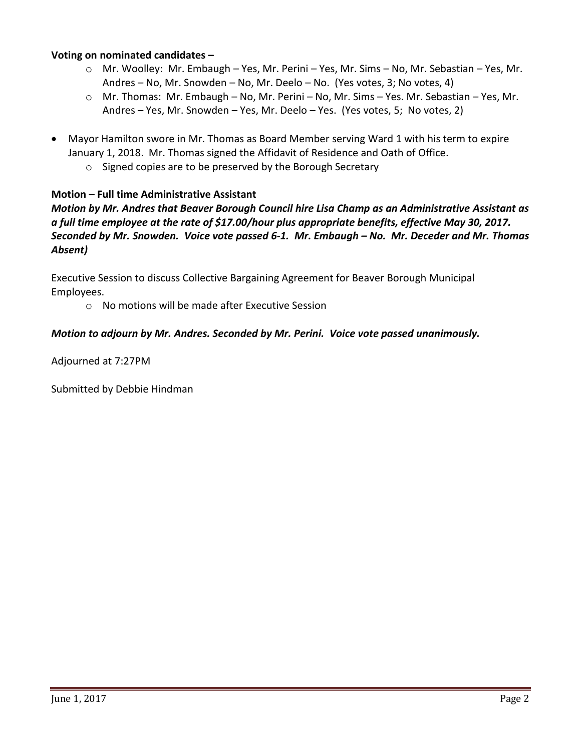**Voting on nominated candidates –**

- Mr. Woolley: Mr. Embaugh – Yes, Mr. Perini – Yes, Mr. Sims – No, Mr. Sebastian – Yes, Mr. Andres – No, Mr. Snowden – No, Mr. Deelo – No. (Yes votes, 3; No votes, 4)
- Mr. Thomas: Mr. Embaugh – No, Mr. Perini – No, Mr. Sims – Yes. Mr. Sebastian – Yes, Mr. Andres – Yes, Mr. Snowden – Yes, Mr. Deelo – Yes. (Yes votes, 5; No votes, 2)

- Mayor Hamilton swore in Mr. Thomas as Board Member serving Ward 1 with his term to expire January 1, 2018. Mr. Thomas signed the Affidavit of Residence and Oath of Office.
  - Signed copies are to be preserved by the Borough Secretary

**Motion – Full time Administrative Assistant**

***Motion by Mr. Andres that Beaver Borough Council hire Lisa Champ as an Administrative Assistant as a full time employee at the rate of $17.00/hour plus appropriate benefits, effective May 30, 2017. Seconded by Mr. Snowden. Voice vote passed 6-1. Mr. Embaugh – No. Mr. Deceder and Mr. Thomas Absent)***

Executive Session to discuss Collective Bargaining Agreement for Beaver Borough Municipal Employees.

- No motions will be made after Executive Session

***Motion to adjourn by Mr. Andres. Seconded by Mr. Perini. Voice vote passed unanimously.***

Adjourned at 7:27PM

Submitted by Debbie Hindman